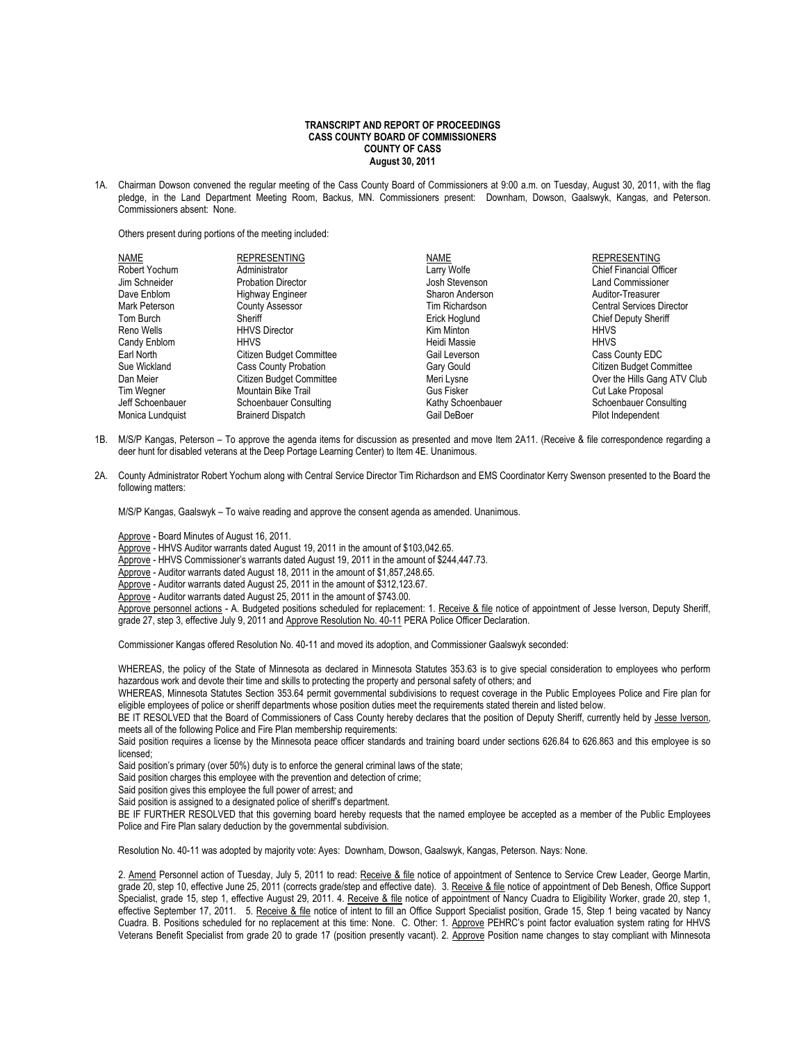**TRANSCRIPT AND REPORT OF PROCEEDINGS**
**CASS COUNTY BOARD OF COMMISSIONERS**
**COUNTY OF CASS**
**August 30, 2011**

1A. Chairman Dowson convened the regular meeting of the Cass County Board of Commissioners at 9:00 a.m. on Tuesday, August 30, 2011, with the flag pledge, in the Land Department Meeting Room, Backus, MN. Commissioners present: Downham, Dowson, Gaalswyk, Kangas, and Peterson. Commissioners absent: None.

Others present during portions of the meeting included:

| NAME | REPRESENTING | NAME | REPRESENTING |
|---|---|---|---|
| Robert Yochum | Administrator | Larry Wolfe | Chief Financial Officer |
| Jim Schneider | Probation Director | Josh Stevenson | Land Commissioner |
| Dave Enblom | Highway Engineer | Sharon Anderson | Auditor-Treasurer |
| Mark Peterson | County Assessor | Tim Richardson | Central Services Director |
| Tom Burch | Sheriff | Erick Hoglund | Chief Deputy Sheriff |
| Reno Wells | HHVS Director | Kim Minton | HHVS |
| Candy Enblom | HHVS | Heidi Massie | HHVS |
| Earl North | Citizen Budget Committee | Gail Leverson | Cass County EDC |
| Sue Wickland | Cass County Probation | Gary Gould | Citizen Budget Committee |
| Dan Meier | Citizen Budget Committee | Meri Lysne | Over the Hills Gang ATV Club |
| Tim Wegner | Mountain Bike Trail | Gus Fisker | Cut Lake Proposal |
| Jeff Schoenbauer | Schoenbauer Consulting | Kathy Schoenbauer | Schoenbauer Consulting |
| Monica Lundquist | Brainerd Dispatch | Gail DeBoer | Pilot Independent |

1B. M/S/P Kangas, Peterson – To approve the agenda items for discussion as presented and move Item 2A11. (Receive & file correspondence regarding a deer hunt for disabled veterans at the Deep Portage Learning Center) to Item 4E. Unanimous.

2A. County Administrator Robert Yochum along with Central Service Director Tim Richardson and EMS Coordinator Kerry Swenson presented to the Board the following matters:

M/S/P Kangas, Gaalswyk – To waive reading and approve the consent agenda as amended. Unanimous.

Approve - Board Minutes of August 16, 2011.
Approve - HHVS Auditor warrants dated August 19, 2011 in the amount of $103,042.65.
Approve - HHVS Commissioner's warrants dated August 19, 2011 in the amount of $244,447.73.
Approve - Auditor warrants dated August 18, 2011 in the amount of $1,857,248.65.
Approve - Auditor warrants dated August 25, 2011 in the amount of $312,123.67.
Approve - Auditor warrants dated August 25, 2011 in the amount of $743.00.
Approve personnel actions - A. Budgeted positions scheduled for replacement: 1. Receive & file notice of appointment of Jesse Iverson, Deputy Sheriff, grade 27, step 3, effective July 9, 2011 and Approve Resolution No. 40-11 PERA Police Officer Declaration.

Commissioner Kangas offered Resolution No. 40-11 and moved its adoption, and Commissioner Gaalswyk seconded:

WHEREAS, the policy of the State of Minnesota as declared in Minnesota Statutes 353.63 is to give special consideration to employees who perform hazardous work and devote their time and skills to protecting the property and personal safety of others; and
WHEREAS, Minnesota Statutes Section 353.64 permit governmental subdivisions to request coverage in the Public Employees Police and Fire plan for eligible employees of police or sheriff departments whose position duties meet the requirements stated therein and listed below.
BE IT RESOLVED that the Board of Commissioners of Cass County hereby declares that the position of Deputy Sheriff, currently held by Jesse Iverson, meets all of the following Police and Fire Plan membership requirements:
Said position requires a license by the Minnesota peace officer standards and training board under sections 626.84 to 626.863 and this employee is so licensed;
Said position's primary (over 50%) duty is to enforce the general criminal laws of the state;
Said position charges this employee with the prevention and detection of crime;
Said position gives this employee the full power of arrest; and
Said position is assigned to a designated police of sheriff's department.
BE IF FURTHER RESOLVED that this governing board hereby requests that the named employee be accepted as a member of the Public Employees Police and Fire Plan salary deduction by the governmental subdivision.

Resolution No. 40-11 was adopted by majority vote: Ayes: Downham, Dowson, Gaalswyk, Kangas, Peterson. Nays: None.

2. Amend Personnel action of Tuesday, July 5, 2011 to read: Receive & file notice of appointment of Sentence to Service Crew Leader, George Martin, grade 20, step 10, effective June 25, 2011 (corrects grade/step and effective date). 3. Receive & file notice of appointment of Deb Benesh, Office Support Specialist, grade 15, step 1, effective August 29, 2011. 4. Receive & file notice of appointment of Nancy Cuadra to Eligibility Worker, grade 20, step 1, effective September 17, 2011. 5. Receive & file notice of intent to fill an Office Support Specialist position, Grade 15, Step 1 being vacated by Nancy Cuadra. B. Positions scheduled for no replacement at this time: None. C. Other: 1. Approve PEHRC's point factor evaluation system rating for HHVS Veterans Benefit Specialist from grade 20 to grade 17 (position presently vacant). 2. Approve Position name changes to stay compliant with Minnesota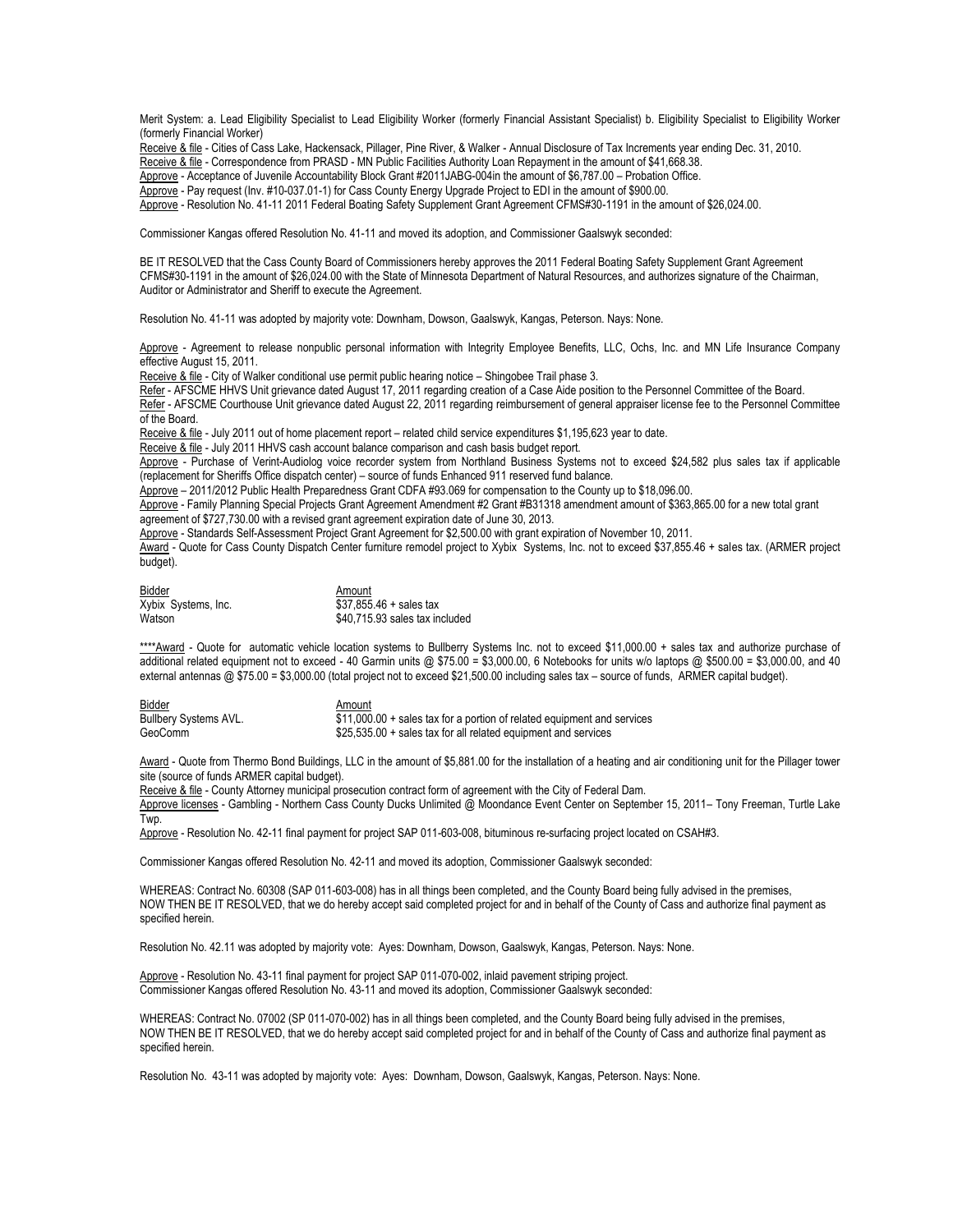Merit System: a. Lead Eligibility Specialist to Lead Eligibility Worker (formerly Financial Assistant Specialist) b. Eligibility Specialist to Eligibility Worker (formerly Financial Worker)

Receive & file - Cities of Cass Lake, Hackensack, Pillager, Pine River, & Walker - Annual Disclosure of Tax Increments year ending Dec. 31, 2010.

Receive & file - Correspondence from PRASD - MN Public Facilities Authority Loan Repayment in the amount of $41,668.38.

Approve - Acceptance of Juvenile Accountability Block Grant #2011JABG-004in the amount of $6,787.00 – Probation Office.

Approve - Pay request (Inv. #10-037.01-1) for Cass County Energy Upgrade Project to EDI in the amount of $900.00.

Approve - Resolution No. 41-11 2011 Federal Boating Safety Supplement Grant Agreement CFMS#30-1191 in the amount of $26,024.00.

Commissioner Kangas offered Resolution No. 41-11 and moved its adoption, and Commissioner Gaalswyk seconded:

BE IT RESOLVED that the Cass County Board of Commissioners hereby approves the 2011 Federal Boating Safety Supplement Grant Agreement CFMS#30-1191 in the amount of $26,024.00 with the State of Minnesota Department of Natural Resources, and authorizes signature of the Chairman, Auditor or Administrator and Sheriff to execute the Agreement.

Resolution No. 41-11 was adopted by majority vote: Downham, Dowson, Gaalswyk, Kangas, Peterson. Nays: None.

Approve - Agreement to release nonpublic personal information with Integrity Employee Benefits, LLC, Ochs, Inc. and MN Life Insurance Company effective August 15, 2011.

Receive & file - City of Walker conditional use permit public hearing notice – Shingobee Trail phase 3.

Refer - AFSCME HHVS Unit grievance dated August 17, 2011 regarding creation of a Case Aide position to the Personnel Committee of the Board.

Refer - AFSCME Courthouse Unit grievance dated August 22, 2011 regarding reimbursement of general appraiser license fee to the Personnel Committee of the Board.

Receive & file - July 2011 out of home placement report – related child service expenditures $1,195,623 year to date.

Receive & file - July 2011 HHVS cash account balance comparison and cash basis budget report.

Approve - Purchase of Verint-Audiolog voice recorder system from Northland Business Systems not to exceed $24,582 plus sales tax if applicable (replacement for Sheriffs Office dispatch center) – source of funds Enhanced 911 reserved fund balance.

Approve – 2011/2012 Public Health Preparedness Grant CDFA #93.069 for compensation to the County up to $18,096.00.

Approve - Family Planning Special Projects Grant Agreement Amendment #2 Grant #B31318 amendment amount of $363,865.00 for a new total grant agreement of $727,730.00 with a revised grant agreement expiration date of June 30, 2013.

Approve - Standards Self-Assessment Project Grant Agreement for $2,500.00 with grant expiration of November 10, 2011.

Award - Quote for Cass County Dispatch Center furniture remodel project to Xybix Systems, Inc. not to exceed $37,855.46 + sales tax. (ARMER project budget).

| Bidder | Amount |
|---|---|
| Xybix Systems, Inc. | $37,855.46 + sales tax |
| Watson | $40,715.93 sales tax included |

****Award - Quote for automatic vehicle location systems to Bullberry Systems Inc. not to exceed $11,000.00 + sales tax and authorize purchase of additional related equipment not to exceed - 40 Garmin units @ $75.00 = $3,000.00, 6 Notebooks for units w/o laptops @ $500.00 = $3,000.00, and 40 external antennas @ $75.00 = $3,000.00 (total project not to exceed $21,500.00 including sales tax – source of funds, ARMER capital budget).

| Bidder | Amount |
|---|---|
| Bullbery Systems AVL. | $11,000.00 + sales tax for a portion of related equipment and services |
| GeoComm | $25,535.00 + sales tax for all related equipment and services |

Award - Quote from Thermo Bond Buildings, LLC in the amount of $5,881.00 for the installation of a heating and air conditioning unit for the Pillager tower site (source of funds ARMER capital budget).

Receive & file - County Attorney municipal prosecution contract form of agreement with the City of Federal Dam.

Approve licenses - Gambling - Northern Cass County Ducks Unlimited @ Moondance Event Center on September 15, 2011– Tony Freeman, Turtle Lake Twp.

Approve - Resolution No. 42-11 final payment for project SAP 011-603-008, bituminous re-surfacing project located on CSAH#3.

Commissioner Kangas offered Resolution No. 42-11 and moved its adoption, Commissioner Gaalswyk seconded:

WHEREAS: Contract No. 60308 (SAP 011-603-008) has in all things been completed, and the County Board being fully advised in the premises,
NOW THEN BE IT RESOLVED, that we do hereby accept said completed project for and in behalf of the County of Cass and authorize final payment as specified herein.

Resolution No. 42.11 was adopted by majority vote: Ayes: Downham, Dowson, Gaalswyk, Kangas, Peterson. Nays: None.

Approve - Resolution No. 43-11 final payment for project SAP 011-070-002, inlaid pavement striping project.
Commissioner Kangas offered Resolution No. 43-11 and moved its adoption, Commissioner Gaalswyk seconded:

WHEREAS: Contract No. 07002 (SP 011-070-002) has in all things been completed, and the County Board being fully advised in the premises,
NOW THEN BE IT RESOLVED, that we do hereby accept said completed project for and in behalf of the County of Cass and authorize final payment as specified herein.

Resolution No. 43-11 was adopted by majority vote: Ayes: Downham, Dowson, Gaalswyk, Kangas, Peterson. Nays: None.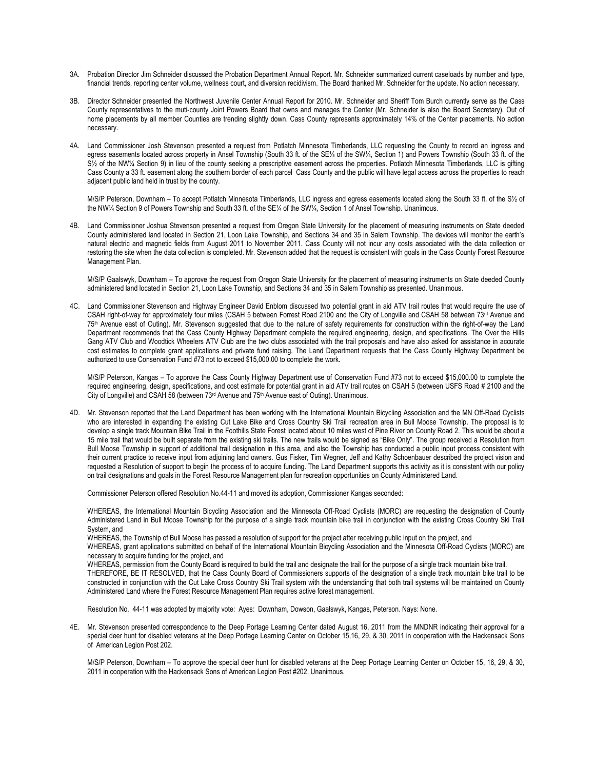3A. Probation Director Jim Schneider discussed the Probation Department Annual Report. Mr. Schneider summarized current caseloads by number and type, financial trends, reporting center volume, wellness court, and diversion recidivism. The Board thanked Mr. Schneider for the update. No action necessary.

3B. Director Schneider presented the Northwest Juvenile Center Annual Report for 2010. Mr. Schneider and Sheriff Tom Burch currently serve as the Cass County representatives to the muti-county Joint Powers Board that owns and manages the Center (Mr. Schneider is also the Board Secretary). Out of home placements by all member Counties are trending slightly down. Cass County represents approximately 14% of the Center placements. No action necessary.

4A. Land Commissioner Josh Stevenson presented a request from Potlatch Minnesota Timberlands, LLC requesting the County to record an ingress and egress easements located across property in Ansel Township (South 33 ft. of the SE¼ of the SW¼, Section 1) and Powers Township (South 33 ft. of the S½ of the NW¼ Section 9) in lieu of the county seeking a prescriptive easement across the properties. Potlatch Minnesota Timberlands, LLC is gifting Cass County a 33 ft. easement along the southern border of each parcel Cass County and the public will have legal access across the properties to reach adjacent public land held in trust by the county.

M/S/P Peterson, Downham – To accept Potlatch Minnesota Timberlands, LLC ingress and egress easements located along the South 33 ft. of the S½ of the NW¼ Section 9 of Powers Township and South 33 ft. of the SE¼ of the SW¼, Section 1 of Ansel Township. Unanimous.

4B. Land Commissioner Joshua Stevenson presented a request from Oregon State University for the placement of measuring instruments on State deeded County administered land located in Section 21, Loon Lake Township, and Sections 34 and 35 in Salem Township. The devices will monitor the earth's natural electric and magnetic fields from August 2011 to November 2011. Cass County will not incur any costs associated with the data collection or restoring the site when the data collection is completed. Mr. Stevenson added that the request is consistent with goals in the Cass County Forest Resource Management Plan.

M/S/P Gaalswyk, Downham – To approve the request from Oregon State University for the placement of measuring instruments on State deeded County administered land located in Section 21, Loon Lake Township, and Sections 34 and 35 in Salem Township as presented. Unanimous.

4C. Land Commissioner Stevenson and Highway Engineer David Enblom discussed two potential grant in aid ATV trail routes that would require the use of CSAH right-of-way for approximately four miles (CSAH 5 between Forrest Road 2100 and the City of Longville and CSAH 58 between 73rd Avenue and 75th Avenue east of Outing). Mr. Stevenson suggested that due to the nature of safety requirements for construction within the right-of-way the Land Department recommends that the Cass County Highway Department complete the required engineering, design, and specifications. The Over the Hills Gang ATV Club and Woodtick Wheelers ATV Club are the two clubs associated with the trail proposals and have also asked for assistance in accurate cost estimates to complete grant applications and private fund raising. The Land Department requests that the Cass County Highway Department be authorized to use Conservation Fund #73 not to exceed $15,000.00 to complete the work.

M/S/P Peterson, Kangas – To approve the Cass County Highway Department use of Conservation Fund #73 not to exceed $15,000.00 to complete the required engineering, design, specifications, and cost estimate for potential grant in aid ATV trail routes on CSAH 5 (between USFS Road # 2100 and the City of Longville) and CSAH 58 (between 73rd Avenue and 75th Avenue east of Outing). Unanimous.

4D. Mr. Stevenson reported that the Land Department has been working with the International Mountain Bicycling Association and the MN Off-Road Cyclists who are interested in expanding the existing Cut Lake Bike and Cross Country Ski Trail recreation area in Bull Moose Township. The proposal is to develop a single track Mountain Bike Trail in the Foothills State Forest located about 10 miles west of Pine River on County Road 2. This would be about a 15 mile trail that would be built separate from the existing ski trails. The new trails would be signed as "Bike Only". The group received a Resolution from Bull Moose Township in support of additional trail designation in this area, and also the Township has conducted a public input process consistent with their current practice to receive input from adjoining land owners. Gus Fisker, Tim Wegner, Jeff and Kathy Schoenbauer described the project vision and requested a Resolution of support to begin the process of to acquire funding. The Land Department supports this activity as it is consistent with our policy on trail designations and goals in the Forest Resource Management plan for recreation opportunities on County Administered Land.

Commissioner Peterson offered Resolution No.44-11 and moved its adoption, Commissioner Kangas seconded:

WHEREAS, the International Mountain Bicycling Association and the Minnesota Off-Road Cyclists (MORC) are requesting the designation of County Administered Land in Bull Moose Township for the purpose of a single track mountain bike trail in conjunction with the existing Cross Country Ski Trail System, and

WHEREAS, the Township of Bull Moose has passed a resolution of support for the project after receiving public input on the project, and

WHEREAS, grant applications submitted on behalf of the International Mountain Bicycling Association and the Minnesota Off-Road Cyclists (MORC) are necessary to acquire funding for the project, and

WHEREAS, permission from the County Board is required to build the trail and designate the trail for the purpose of a single track mountain bike trail.

THEREFORE, BE IT RESOLVED, that the Cass County Board of Commissioners supports of the designation of a single track mountain bike trail to be constructed in conjunction with the Cut Lake Cross Country Ski Trail system with the understanding that both trail systems will be maintained on County Administered Land where the Forest Resource Management Plan requires active forest management.

Resolution No. 44-11 was adopted by majority vote: Ayes: Downham, Dowson, Gaalswyk, Kangas, Peterson. Nays: None.

4E. Mr. Stevenson presented correspondence to the Deep Portage Learning Center dated August 16, 2011 from the MNDNR indicating their approval for a special deer hunt for disabled veterans at the Deep Portage Learning Center on October 15,16, 29, & 30, 2011 in cooperation with the Hackensack Sons of American Legion Post 202.

M/S/P Peterson, Downham – To approve the special deer hunt for disabled veterans at the Deep Portage Learning Center on October 15, 16, 29, & 30, 2011 in cooperation with the Hackensack Sons of American Legion Post #202. Unanimous.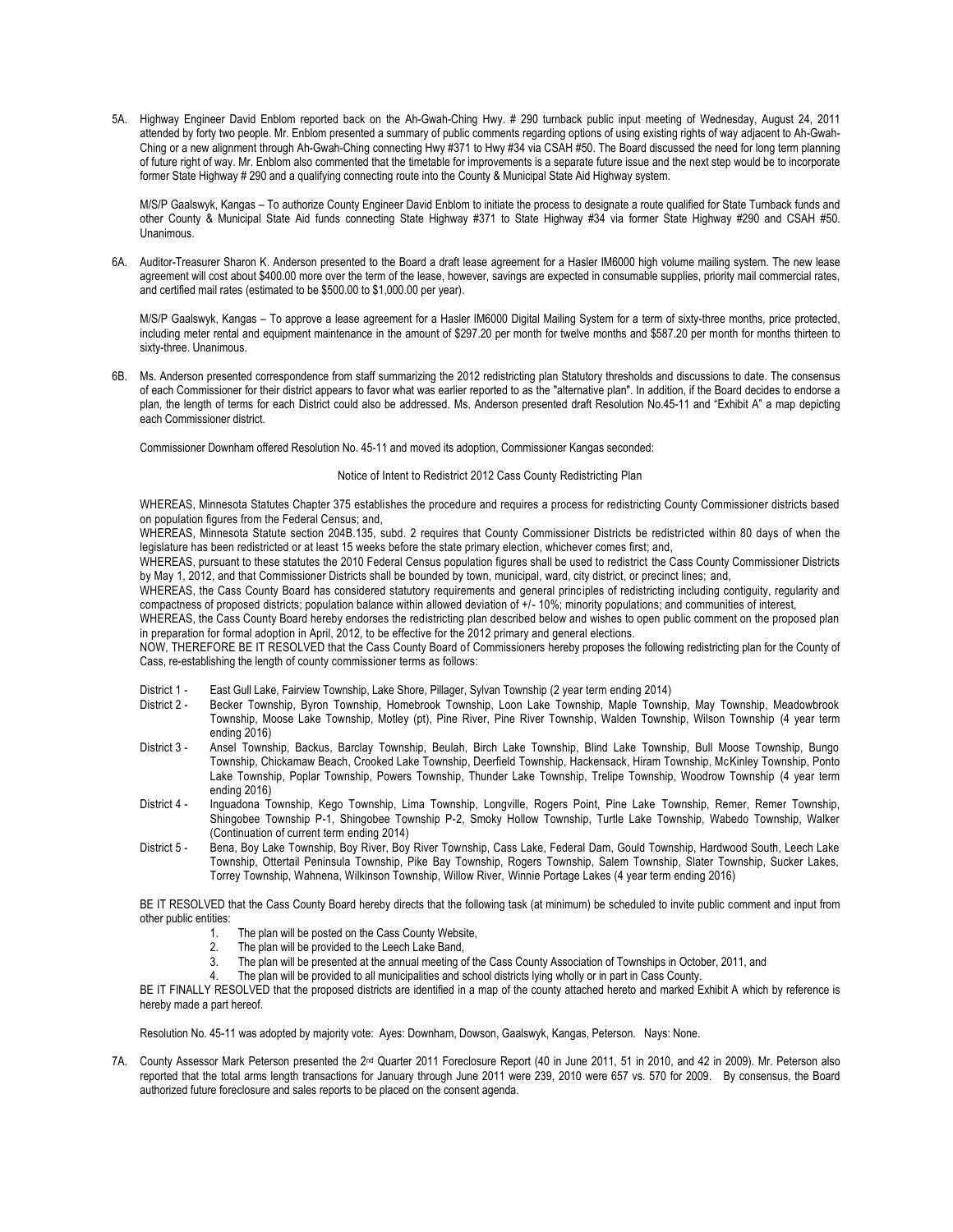5A. Highway Engineer David Enblom reported back on the Ah-Gwah-Ching Hwy. # 290 turnback public input meeting of Wednesday, August 24, 2011 attended by forty two people. Mr. Enblom presented a summary of public comments regarding options of using existing rights of way adjacent to Ah-Gwah-Ching or a new alignment through Ah-Gwah-Ching connecting Hwy #371 to Hwy #34 via CSAH #50. The Board discussed the need for long term planning of future right of way. Mr. Enblom also commented that the timetable for improvements is a separate future issue and the next step would be to incorporate former State Highway # 290 and a qualifying connecting route into the County & Municipal State Aid Highway system.

M/S/P Gaalswyk, Kangas – To authorize County Engineer David Enblom to initiate the process to designate a route qualified for State Turnback funds and other County & Municipal State Aid funds connecting State Highway #371 to State Highway #34 via former State Highway #290 and CSAH #50. Unanimous.

6A. Auditor-Treasurer Sharon K. Anderson presented to the Board a draft lease agreement for a Hasler IM6000 high volume mailing system. The new lease agreement will cost about $400.00 more over the term of the lease, however, savings are expected in consumable supplies, priority mail commercial rates, and certified mail rates (estimated to be $500.00 to $1,000.00 per year).

M/S/P Gaalswyk, Kangas – To approve a lease agreement for a Hasler IM6000 Digital Mailing System for a term of sixty-three months, price protected, including meter rental and equipment maintenance in the amount of $297.20 per month for twelve months and $587.20 per month for months thirteen to sixty-three. Unanimous.

6B. Ms. Anderson presented correspondence from staff summarizing the 2012 redistricting plan Statutory thresholds and discussions to date. The consensus of each Commissioner for their district appears to favor what was earlier reported to as the "alternative plan". In addition, if the Board decides to endorse a plan, the length of terms for each District could also be addressed. Ms. Anderson presented draft Resolution No.45-11 and "Exhibit A" a map depicting each Commissioner district.

Commissioner Downham offered Resolution No. 45-11 and moved its adoption, Commissioner Kangas seconded:

Notice of Intent to Redistrict 2012 Cass County Redistricting Plan

WHEREAS, Minnesota Statutes Chapter 375 establishes the procedure and requires a process for redistricting County Commissioner districts based on population figures from the Federal Census; and,
WHEREAS, Minnesota Statute section 204B.135, subd. 2 requires that County Commissioner Districts be redistricted within 80 days of when the legislature has been redistricted or at least 15 weeks before the state primary election, whichever comes first; and,
WHEREAS, pursuant to these statutes the 2010 Federal Census population figures shall be used to redistrict the Cass County Commissioner Districts by May 1, 2012, and that Commissioner Districts shall be bounded by town, municipal, ward, city district, or precinct lines; and,
WHEREAS, the Cass County Board has considered statutory requirements and general principles of redistricting including contiguity, regularity and compactness of proposed districts; population balance within allowed deviation of +/- 10%; minority populations; and communities of interest,
WHEREAS, the Cass County Board hereby endorses the redistricting plan described below and wishes to open public comment on the proposed plan in preparation for formal adoption in April, 2012, to be effective for the 2012 primary and general elections.
NOW, THEREFORE BE IT RESOLVED that the Cass County Board of Commissioners hereby proposes the following redistricting plan for the County of Cass, re-establishing the length of county commissioner terms as follows:

- District 1 - East Gull Lake, Fairview Township, Lake Shore, Pillager, Sylvan Township (2 year term ending 2014)
- District 2 - Becker Township, Byron Township, Homebrook Township, Loon Lake Township, Maple Township, May Township, Meadowbrook Township, Moose Lake Township, Motley (pt), Pine River, Pine River Township, Walden Township, Wilson Township (4 year term ending 2016)
- District 3 - Ansel Township, Backus, Barclay Township, Beulah, Birch Lake Township, Blind Lake Township, Bull Moose Township, Bungo Township, Chickamaw Beach, Crooked Lake Township, Deerfield Township, Hackensack, Hiram Township, McKinley Township, Ponto Lake Township, Poplar Township, Powers Township, Thunder Lake Township, Trelipe Township, Woodrow Township (4 year term ending 2016)
- District 4 - Inguadona Township, Kego Township, Lima Township, Longville, Rogers Point, Pine Lake Township, Remer, Remer Township, Shingobee Township P-1, Shingobee Township P-2, Smoky Hollow Township, Turtle Lake Township, Wabedo Township, Walker (Continuation of current term ending 2014)
- District 5 - Bena, Boy Lake Township, Boy River, Boy River Township, Cass Lake, Federal Dam, Gould Township, Hardwood South, Leech Lake Township, Ottertail Peninsula Township, Pike Bay Township, Rogers Township, Salem Township, Slater Township, Sucker Lakes, Torrey Township, Wahnena, Wilkinson Township, Willow River, Winnie Portage Lakes (4 year term ending 2016)

BE IT RESOLVED that the Cass County Board hereby directs that the following task (at minimum) be scheduled to invite public comment and input from other public entities:

1. The plan will be posted on the Cass County Website,
2. The plan will be provided to the Leech Lake Band,
3. The plan will be presented at the annual meeting of the Cass County Association of Townships in October, 2011, and
4. The plan will be provided to all municipalities and school districts lying wholly or in part in Cass County.

BE IT FINALLY RESOLVED that the proposed districts are identified in a map of the county attached hereto and marked Exhibit A which by reference is hereby made a part hereof.

Resolution No. 45-11 was adopted by majority vote: Ayes: Downham, Dowson, Gaalswyk, Kangas, Peterson. Nays: None.

7A. County Assessor Mark Peterson presented the 2nd Quarter 2011 Foreclosure Report (40 in June 2011, 51 in 2010, and 42 in 2009). Mr. Peterson also reported that the total arms length transactions for January through June 2011 were 239, 2010 were 657 vs. 570 for 2009. By consensus, the Board authorized future foreclosure and sales reports to be placed on the consent agenda.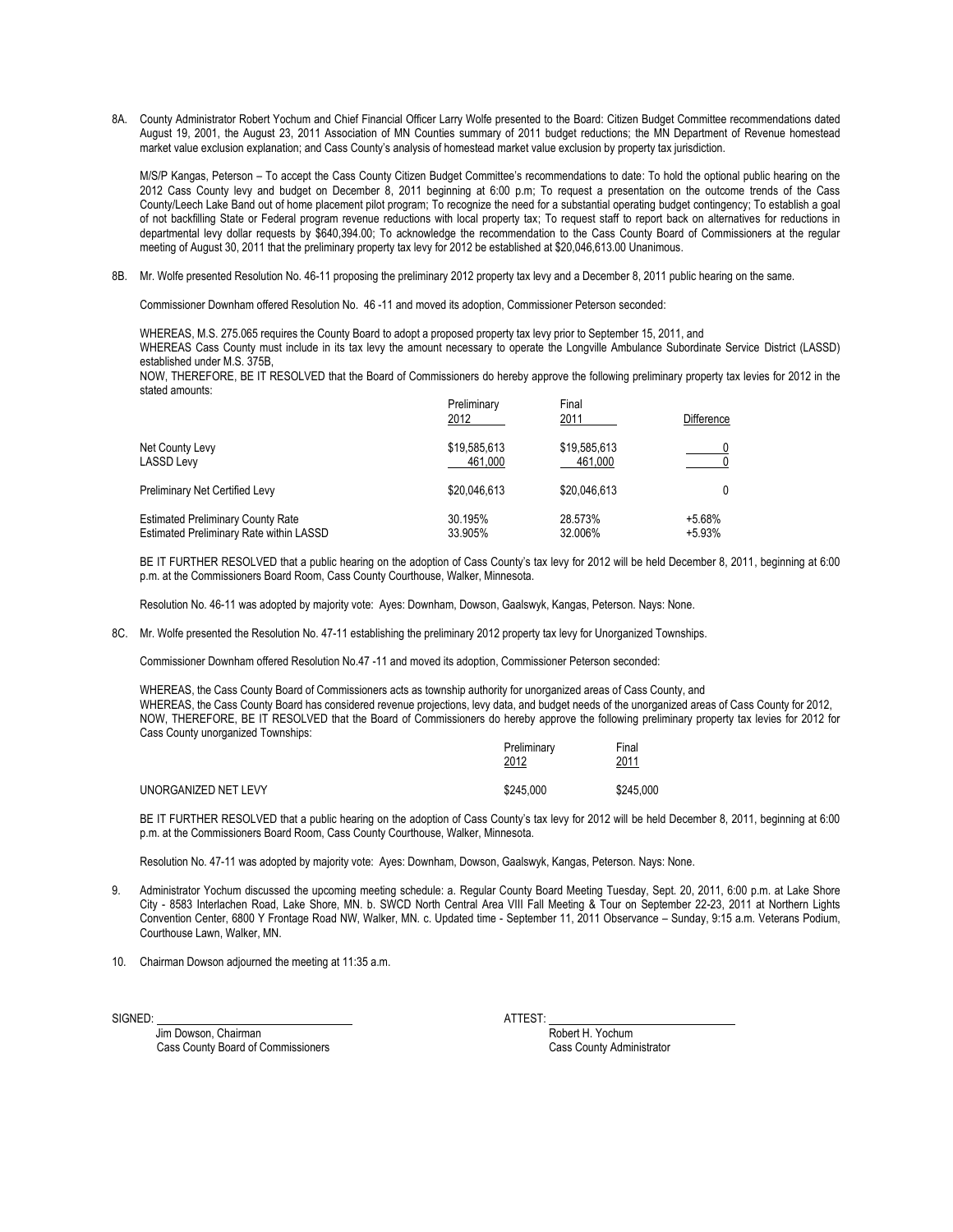8A. County Administrator Robert Yochum and Chief Financial Officer Larry Wolfe presented to the Board: Citizen Budget Committee recommendations dated August 19, 2001, the August 23, 2011 Association of MN Counties summary of 2011 budget reductions; the MN Department of Revenue homestead market value exclusion explanation; and Cass County's analysis of homestead market value exclusion by property tax jurisdiction.

M/S/P Kangas, Peterson – To accept the Cass County Citizen Budget Committee's recommendations to date: To hold the optional public hearing on the 2012 Cass County levy and budget on December 8, 2011 beginning at 6:00 p.m; To request a presentation on the outcome trends of the Cass County/Leech Lake Band out of home placement pilot program; To recognize the need for a substantial operating budget contingency; To establish a goal of not backfilling State or Federal program revenue reductions with local property tax; To request staff to report back on alternatives for reductions in departmental levy dollar requests by $640,394.00; To acknowledge the recommendation to the Cass County Board of Commissioners at the regular meeting of August 30, 2011 that the preliminary property tax levy for 2012 be established at $20,046,613.00 Unanimous.

8B. Mr. Wolfe presented Resolution No. 46-11 proposing the preliminary 2012 property tax levy and a December 8, 2011 public hearing on the same.

Commissioner Downham offered Resolution No. 46 -11 and moved its adoption, Commissioner Peterson seconded:

WHEREAS, M.S. 275.065 requires the County Board to adopt a proposed property tax levy prior to September 15, 2011, and
WHEREAS Cass County must include in its tax levy the amount necessary to operate the Longville Ambulance Subordinate Service District (LASSD) established under M.S. 375B,
NOW, THEREFORE, BE IT RESOLVED that the Board of Commissioners do hereby approve the following preliminary property tax levies for 2012 in the stated amounts:

| | Preliminary 2012 | Final 2011 | Difference |
|---|---|---|---|
| Net County Levy | $19,585,613 | $19,585,613 | 0 |
| LASSD Levy | 461,000 | 461,000 | 0 |
| Preliminary Net Certified Levy | $20,046,613 | $20,046,613 | 0 |
| Estimated Preliminary County Rate | 30.195% | 28.573% | +5.68% |
| Estimated Preliminary Rate within LASSD | 33.905% | 32.006% | +5.93% |

BE IT FURTHER RESOLVED that a public hearing on the adoption of Cass County's tax levy for 2012 will be held December 8, 2011, beginning at 6:00 p.m. at the Commissioners Board Room, Cass County Courthouse, Walker, Minnesota.

Resolution No. 46-11 was adopted by majority vote: Ayes: Downham, Dowson, Gaalswyk, Kangas, Peterson. Nays: None.

8C. Mr. Wolfe presented the Resolution No. 47-11 establishing the preliminary 2012 property tax levy for Unorganized Townships.

Commissioner Downham offered Resolution No.47 -11 and moved its adoption, Commissioner Peterson seconded:

WHEREAS, the Cass County Board of Commissioners acts as township authority for unorganized areas of Cass County, and
WHEREAS, the Cass County Board has considered revenue projections, levy data, and budget needs of the unorganized areas of Cass County for 2012,
NOW, THEREFORE, BE IT RESOLVED that the Board of Commissioners do hereby approve the following preliminary property tax levies for 2012 for Cass County unorganized Townships:

| | Preliminary 2012 | Final 2011 |
|---|---|---|
| UNORGANIZED NET LEVY | $245,000 | $245,000 |

BE IT FURTHER RESOLVED that a public hearing on the adoption of Cass County's tax levy for 2012 will be held December 8, 2011, beginning at 6:00 p.m. at the Commissioners Board Room, Cass County Courthouse, Walker, Minnesota.

Resolution No. 47-11 was adopted by majority vote: Ayes: Downham, Dowson, Gaalswyk, Kangas, Peterson. Nays: None.

9. Administrator Yochum discussed the upcoming meeting schedule: a. Regular County Board Meeting Tuesday, Sept. 20, 2011, 6:00 p.m. at Lake Shore City - 8583 Interlachen Road, Lake Shore, MN. b. SWCD North Central Area VIII Fall Meeting & Tour on September 22-23, 2011 at Northern Lights Convention Center, 6800 Y Frontage Road NW, Walker, MN. c. Updated time - September 11, 2011 Observance – Sunday, 9:15 a.m. Veterans Podium, Courthouse Lawn, Walker, MN.

10. Chairman Dowson adjourned the meeting at 11:35 a.m.

SIGNED: ______________________________
Jim Dowson, Chairman
Cass County Board of Commissioners

ATTEST: ______________________________
Robert H. Yochum
Cass County Administrator